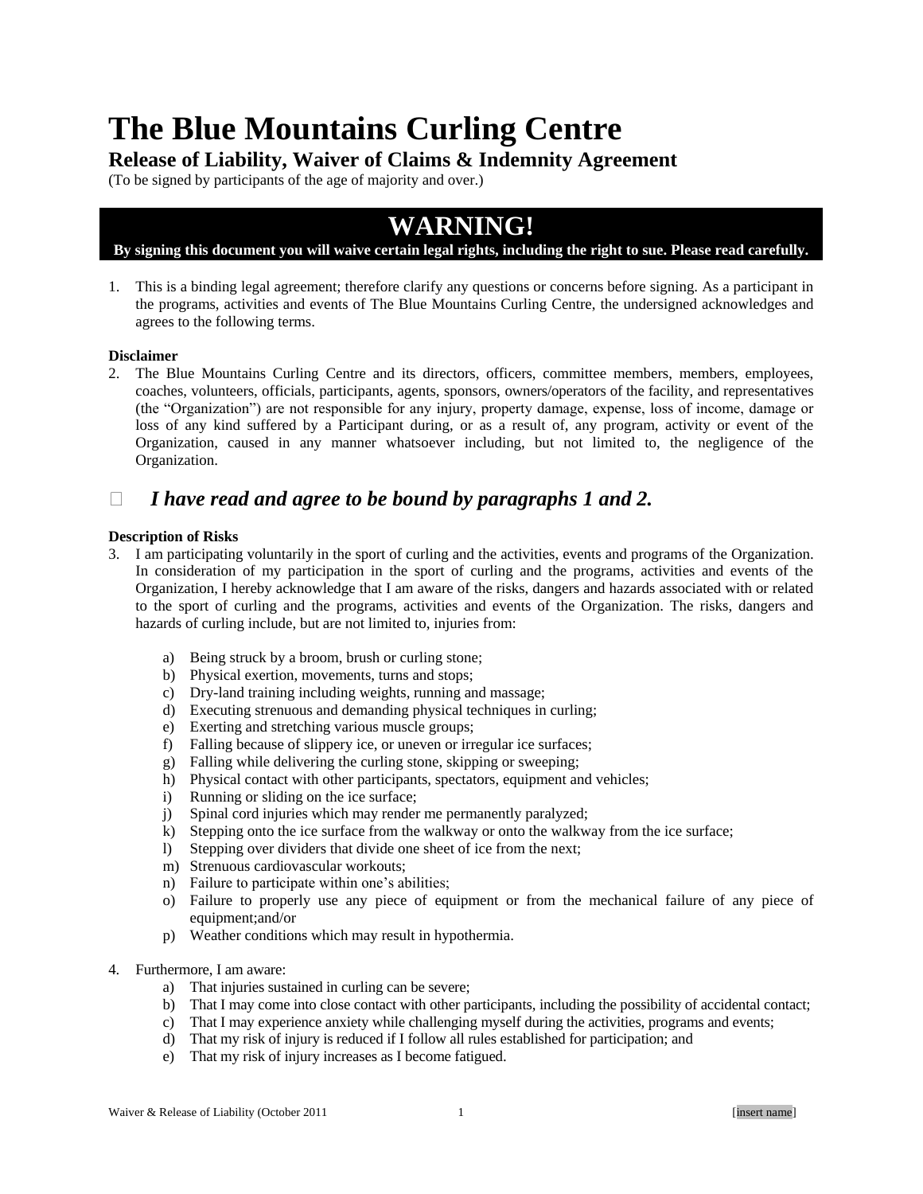# The Blue Mountains Curling Centre

## Release of Liability, Waiver of Claims & Indemnity Agreement

(To be signed by participants of the age of majority and over.)

## WARNING!

**By signing this document you will waive certain legal rights, including the right to sue. Please read carefully.**

1. This is a binding legal agreement; therefore clarify any questions or concerns before signing. As a participant in the programs, activities and events of The Blue Mountains Curling Centre, the undersigned acknowledges and agrees to the following terms.

**Disclaimer**

2. The Blue Mountains Curling Centre and its directors, officers, committee members, members, employees, coaches, volunteers, officials, participants, agents, sponsors, owners/operators of the facility, and representatives (the "Organization") are not responsible for any injury, property damage, expense, loss of income, damage or loss of any kind suffered by a Participant during, or as a result of, any program, activity or event of the Organization, caused in any manner whatsoever including, but not limited to, the negligence of the Organization.

☐ ***I have read and agree to be bound by paragraphs 1 and 2.***

**Description of Risks**

3. I am participating voluntarily in the sport of curling and the activities, events and programs of the Organization. In consideration of my participation in the sport of curling and the programs, activities and events of the Organization, I hereby acknowledge that I am aware of the risks, dangers and hazards associated with or related to the sport of curling and the programs, activities and events of the Organization. The risks, dangers and hazards of curling include, but are not limited to, injuries from:

    a) Being struck by a broom, brush or curling stone;
    b) Physical exertion, movements, turns and stops;
    c) Dry-land training including weights, running and massage;
    d) Executing strenuous and demanding physical techniques in curling;
    e) Exerting and stretching various muscle groups;
    f) Falling because of slippery ice, or uneven or irregular ice surfaces;
    g) Falling while delivering the curling stone, skipping or sweeping;
    h) Physical contact with other participants, spectators, equipment and vehicles;
    i) Running or sliding on the ice surface;
    j) Spinal cord injuries which may render me permanently paralyzed;
    k) Stepping onto the ice surface from the walkway or onto the walkway from the ice surface;
    l) Stepping over dividers that divide one sheet of ice from the next;
    m) Strenuous cardiovascular workouts;
    n) Failure to participate within one's abilities;
    o) Failure to properly use any piece of equipment or from the mechanical failure of any piece of equipment;and/or
    p) Weather conditions which may result in hypothermia.

4. Furthermore, I am aware:
    a) That injuries sustained in curling can be severe;
    b) That I may come into close contact with other participants, including the possibility of accidental contact;
    c) That I may experience anxiety while challenging myself during the activities, programs and events;
    d) That my risk of injury is reduced if I follow all rules established for participation; and
    e) That my risk of injury increases as I become fatigued.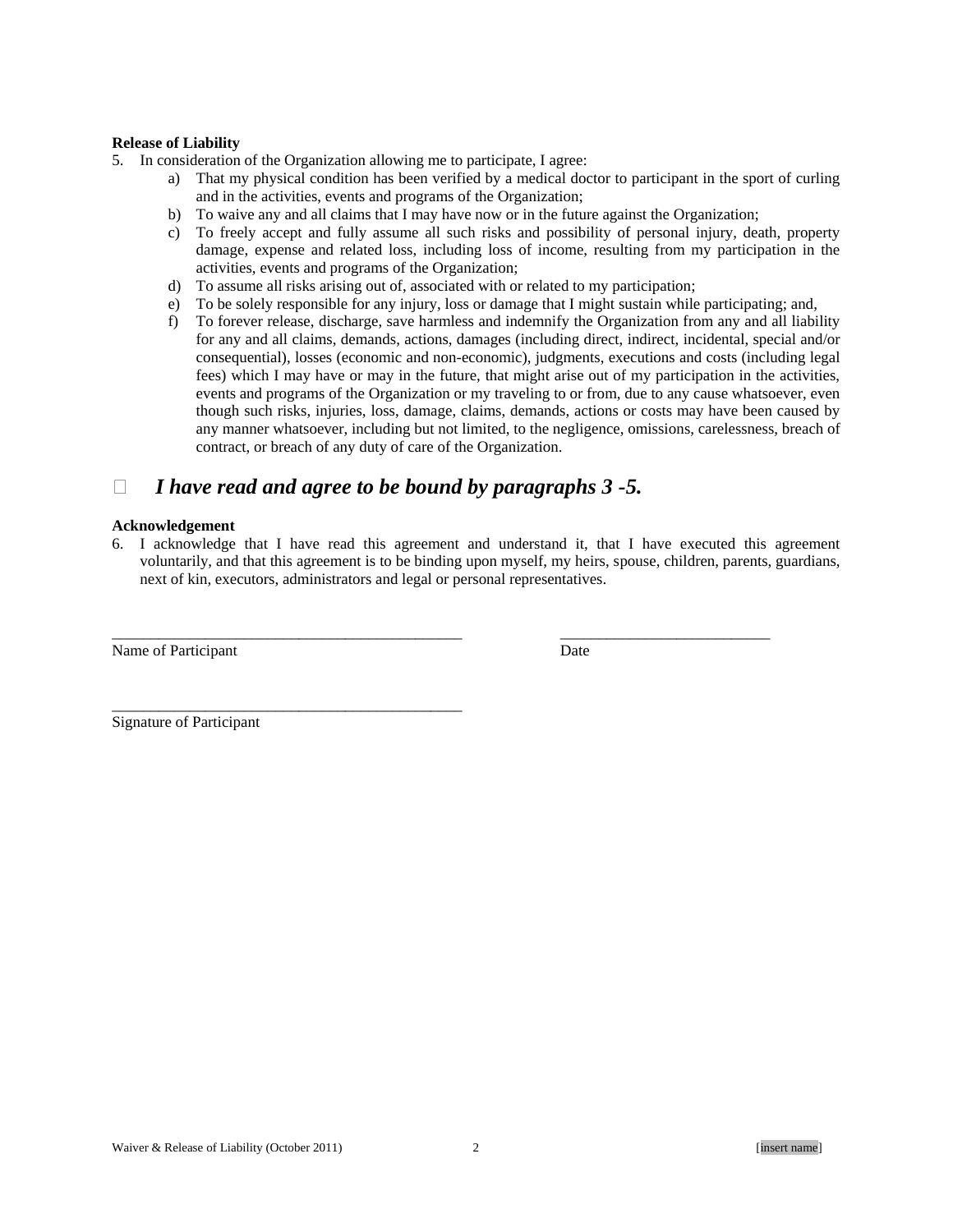**Release of Liability**

5. In consideration of the Organization allowing me to participate, I agree:
   a) That my physical condition has been verified by a medical doctor to participant in the sport of curling and in the activities, events and programs of the Organization;
   b) To waive any and all claims that I may have now or in the future against the Organization;
   c) To freely accept and fully assume all such risks and possibility of personal injury, death, property damage, expense and related loss, including loss of income, resulting from my participation in the activities, events and programs of the Organization;
   d) To assume all risks arising out of, associated with or related to my participation;
   e) To be solely responsible for any injury, loss or damage that I might sustain while participating; and,
   f) To forever release, discharge, save harmless and indemnify the Organization from any and all liability for any and all claims, demands, actions, damages (including direct, indirect, incidental, special and/or consequential), losses (economic and non-economic), judgments, executions and costs (including legal fees) which I may have or may in the future, that might arise out of my participation in the activities, events and programs of the Organization or my traveling to or from, due to any cause whatsoever, even though such risks, injuries, loss, damage, claims, demands, actions or costs may have been caused by any manner whatsoever, including but not limited, to the negligence, omissions, carelessness, breach of contract, or breach of any duty of care of the Organization.

☐ ***I have read and agree to be bound by paragraphs 3 -5.***

**Acknowledgement**

6. I acknowledge that I have read this agreement and understand it, that I have executed this agreement voluntarily, and that this agreement is to be binding upon myself, my heirs, spouse, children, parents, guardians, next of kin, executors, administrators and legal or personal representatives.

_____________________________________________ ___________________________

Name of Participant Date

_____________________________________________

Signature of Participant